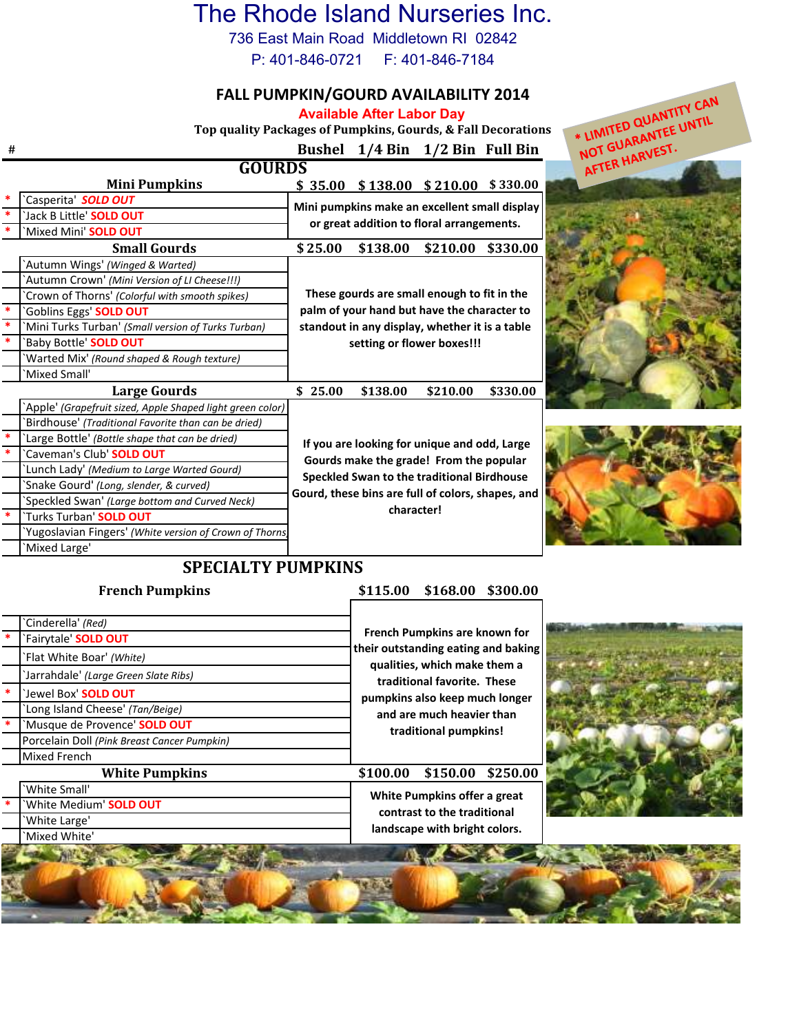# The Rhode Island Nurseries Inc.

736 East Main Road Middletown RI 02842

P: 401-846-0721 F: 401-846-7184

## FALL PUMPKIN/GOURD AVAILABILITY 2014

**Available After Labor Day**

**Top quality Packages of Pumpkins, Gourds, & Fall Decorations**

* LIMITED QUANTITY CAN NOT GUARANTEE UNTIL AFTER HARVEST.

### GOURDS

| # | | Bushel | 1/4 Bin | 1/2 Bin | Full Bin |
|---|---|---|---|---|---|
| | **Mini Pumpkins** | $ 35.00 | $ 138.00 | $ 210.00 | $ 330.00 |
| * | `Casperita' *SOLD OUT* | Mini pumpkins make an excellent small display or great addition to floral arrangements. | | | |
| * | `Jack B Little' SOLD OUT | | | | |
| * | `Mixed Mini' SOLD OUT | | | | |
| | **Small Gourds** | $ 25.00 | $138.00 | $210.00 | $330.00 |
| | `Autumn Wings' *(Winged & Warted)* | These gourds are small enough to fit in the palm of your hand but have the character to standout in any display, whether it is a table setting or flower boxes!!! | | | |
| | `Autumn Crown' *(Mini Version of LI Cheese!!!)* | | | | |
| | `Crown of Thorns' *(Colorful with smooth spikes)* | | | | |
| * | `Goblins Eggs' SOLD OUT | | | | |
| * | `Mini Turks Turban' *(Small version of Turks Turban)* | | | | |
| * | `Baby Bottle' SOLD OUT | | | | |
| | `Warted Mix' *(Round shaped & Rough texture)* | | | | |
| | `Mixed Small' | | | | |
| | **Large Gourds** | $ 25.00 | $138.00 | $210.00 | $330.00 |
| | `Apple' *(Grapefruit sized, Apple Shaped light green color)* | If you are looking for unique and odd, Large Gourds make the grade! From the popular Speckled Swan to the traditional Birdhouse Gourd, these bins are full of colors, shapes, and character! | | | |
| | `Birdhouse' *(Traditional Favorite than can be dried)* | | | | |
| * | `Large Bottle' *(Bottle shape that can be dried)* | | | | |
| * | `Caveman's Club' SOLD OUT | | | | |
| | `Lunch Lady' *(Medium to Large Warted Gourd)* | | | | |
| | `Snake Gourd' *(Long, slender, & curved)* | | | | |
| | `Speckled Swan' *(Large bottom and Curved Neck)* | | | | |
| * | `Turks Turban' SOLD OUT | | | | |
| | `Yugoslavian Fingers' *(White version of Crown of Thorns)* | | | | |
| | `Mixed Large' | | | | |

### SPECIALTY PUMPKINS

| # | | 1/4 Bin | 1/2 Bin | Full Bin |
|---|---|---|---|---|
| | **French Pumpkins** | $115.00 | $168.00 | $300.00 |
| | `Cinderella' *(Red)* | French Pumpkins are known for their outstanding eating and baking qualities, which make them a traditional favorite. These pumpkins also keep much longer and are much heavier than traditional pumpkins! | | |
| * | `Fairytale' SOLD OUT | | | |
| | `Flat White Boar' *(White)* | | | |
| | `Jarrahdale' *(Large Green Slate Ribs)* | | | |
| * | `Jewel Box' SOLD OUT | | | |
| | `Long Island Cheese' *(Tan/Beige)* | | | |
| * | `Musque de Provence' SOLD OUT | | | |
| | Porcelain Doll *(Pink Breast Cancer Pumpkin)* | | | |
| | Mixed French | | | |
| | **White Pumpkins** | $100.00 | $150.00 | $250.00 |
| | `White Small' | White Pumpkins offer a great contrast to the traditional landscape with bright colors. | | |
| * | `White Medium' SOLD OUT | | | |
| | `White Large' | | | |
| | `Mixed White' | | | |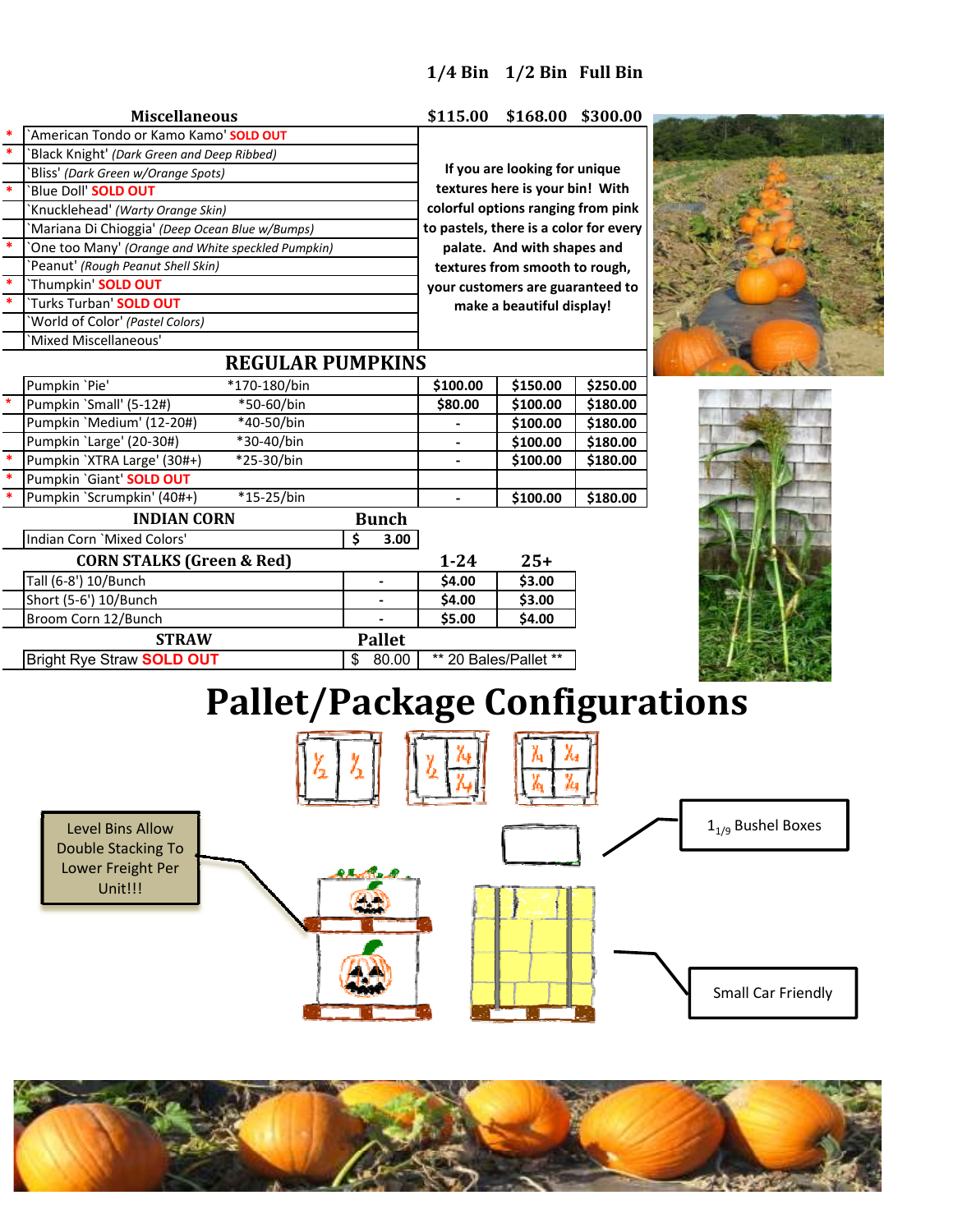| | | 1/4 Bin | 1/2 Bin | Full Bin |
|---|---|---|---|---|
| **Miscellaneous** | | $115.00 | $168.00 | $300.00 |
| * `American Tondo or Kamo Kamo' **SOLD OUT** | | | | |
| * `Black Knight' *(Dark Green and Deep Ribbed)* | | | | |
| `Bliss' *(Dark Green w/Orange Spots)* | | | | |
| * `Blue Doll' **SOLD OUT** | | | | |
| `Knucklehead' *(Warty Orange Skin)* | | | | |
| `Mariana Di Chioggia' *(Deep Ocean Blue w/Bumps)* | | | | |
| * `One too Many' *(Orange and White speckled Pumpkin)* | | | | |
| `Peanut' *(Rough Peanut Shell Skin)* | | | | |
| * `Thumpkin' **SOLD OUT** | | | | |
| * `Turks Turban' **SOLD OUT** | | | | |
| `World of Color' *(Pastel Colors)* | | | | |
| `Mixed Miscellaneous' | | | | |

**If you are looking for unique textures here is your bin! With colorful options ranging from pink to pastels, there is a color for every palate. And with shapes and textures from smooth to rough, your customers are guaranteed to make a beautiful display!**

| **REGULAR PUMPKINS** | | 1/4 Bin | 1/2 Bin | Full Bin |
|---|---|---|---|---|
| Pumpkin `Pie' | *170-180/bin | $100.00 | $150.00 | $250.00 |
| * Pumpkin `Small' (5-12#) | *50-60/bin | $80.00 | $100.00 | $180.00 |
| Pumpkin `Medium' (12-20#) | *40-50/bin | - | $100.00 | $180.00 |
| Pumpkin `Large' (20-30#) | *30-40/bin | - | $100.00 | $180.00 |
| * Pumpkin `XTRA Large' (30#+) | *25-30/bin | - | $100.00 | $180.00 |
| * Pumpkin `Giant' **SOLD OUT** | | | | |
| * Pumpkin `Scrumpkin' (40#+) | *15-25/bin | - | $100.00 | $180.00 |

| **INDIAN CORN** | Bunch |
|---|---|
| Indian Corn `Mixed Colors' | $ 3.00 |

| **CORN STALKS (Green & Red)** | | 1-24 | 25+ |
|---|---|---|---|
| Tall (6-8') 10/Bunch | - | $4.00 | $3.00 |
| Short (5-6') 10/Bunch | - | $4.00 | $3.00 |
| Broom Corn 12/Bunch | - | $5.00 | $4.00 |

| **STRAW** | Pallet | |
|---|---|---|
| Bright Rye Straw **SOLD OUT** | $ 80.00 | ** 20 Bales/Pallet ** |

# Pallet/Package Configurations

Level Bins Allow Double Stacking To Lower Freight Per Unit!!!

$1_{1/9}$ Bushel Boxes

Small Car Friendly